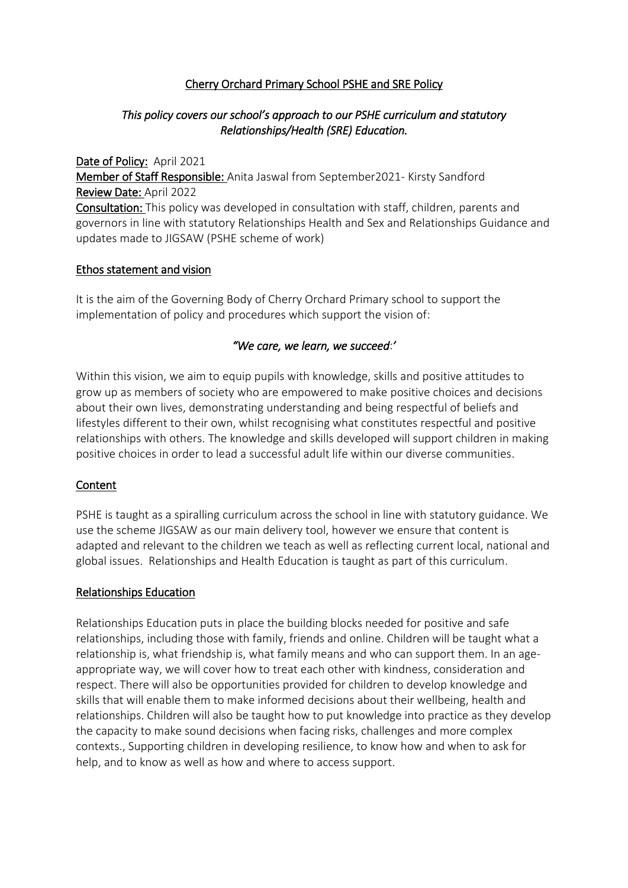# Cherry Orchard Primary School PSHE and SRE Policy

*This policy covers our school's approach to our PSHE curriculum and statutory Relationships/Health (SRE) Education.*

**Date of Policy:** April 2021
**Member of Staff Responsible:** Anita Jaswal from September2021- Kirsty Sandford
**Review Date:** April 2022
**Consultation:** This policy was developed in consultation with staff, children, parents and governors in line with statutory Relationships Health and Sex and Relationships Guidance and updates made to JIGSAW (PSHE scheme of work)

## Ethos statement and vision

It is the aim of the Governing Body of Cherry Orchard Primary school to support the implementation of policy and procedures which support the vision of:

*"We care, we learn, we succeed:'*

Within this vision, we aim to equip pupils with knowledge, skills and positive attitudes to grow up as members of society who are empowered to make positive choices and decisions about their own lives, demonstrating understanding and being respectful of beliefs and lifestyles different to their own, whilst recognising what constitutes respectful and positive relationships with others. The knowledge and skills developed will support children in making positive choices in order to lead a successful adult life within our diverse communities.

## Content

PSHE is taught as a spiralling curriculum across the school in line with statutory guidance. We use the scheme JIGSAW as our main delivery tool, however we ensure that content is adapted and relevant to the children we teach as well as reflecting current local, national and global issues. Relationships and Health Education is taught as part of this curriculum.

## Relationships Education

Relationships Education puts in place the building blocks needed for positive and safe relationships, including those with family, friends and online. Children will be taught what a relationship is, what friendship is, what family means and who can support them. In an age-appropriate way, we will cover how to treat each other with kindness, consideration and respect. There will also be opportunities provided for children to develop knowledge and skills that will enable them to make informed decisions about their wellbeing, health and relationships. Children will also be taught how to put knowledge into practice as they develop the capacity to make sound decisions when facing risks, challenges and more complex contexts., Supporting children in developing resilience, to know how and when to ask for help, and to know as well as how and where to access support.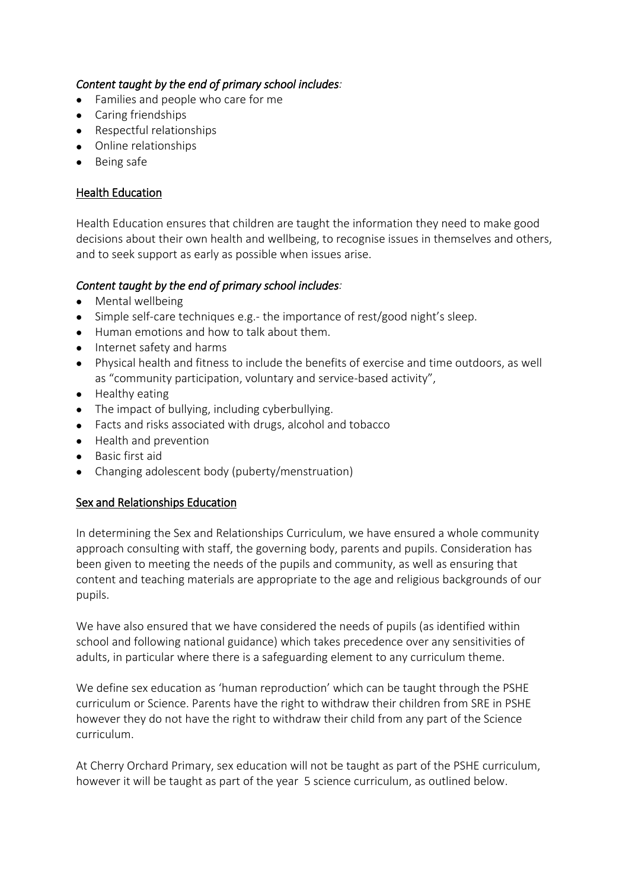*Content taught by the end of primary school includes:*

- Families and people who care for me
- Caring friendships
- Respectful relationships
- Online relationships
- Being safe

## Health Education

Health Education ensures that children are taught the information they need to make good decisions about their own health and wellbeing, to recognise issues in themselves and others, and to seek support as early as possible when issues arise.

*Content taught by the end of primary school includes:*

- Mental wellbeing
- Simple self-care techniques e.g.- the importance of rest/good night's sleep.
- Human emotions and how to talk about them.
- Internet safety and harms
- Physical health and fitness to include the benefits of exercise and time outdoors, as well as "community participation, voluntary and service-based activity",
- Healthy eating
- The impact of bullying, including cyberbullying.
- Facts and risks associated with drugs, alcohol and tobacco
- Health and prevention
- Basic first aid
- Changing adolescent body (puberty/menstruation)

## Sex and Relationships Education

In determining the Sex and Relationships Curriculum, we have ensured a whole community approach consulting with staff, the governing body, parents and pupils. Consideration has been given to meeting the needs of the pupils and community, as well as ensuring that content and teaching materials are appropriate to the age and religious backgrounds of our pupils.

We have also ensured that we have considered the needs of pupils (as identified within school and following national guidance) which takes precedence over any sensitivities of adults, in particular where there is a safeguarding element to any curriculum theme.

We define sex education as 'human reproduction' which can be taught through the PSHE curriculum or Science. Parents have the right to withdraw their children from SRE in PSHE however they do not have the right to withdraw their child from any part of the Science curriculum.

At Cherry Orchard Primary, sex education will not be taught as part of the PSHE curriculum, however it will be taught as part of the year 5 science curriculum, as outlined below.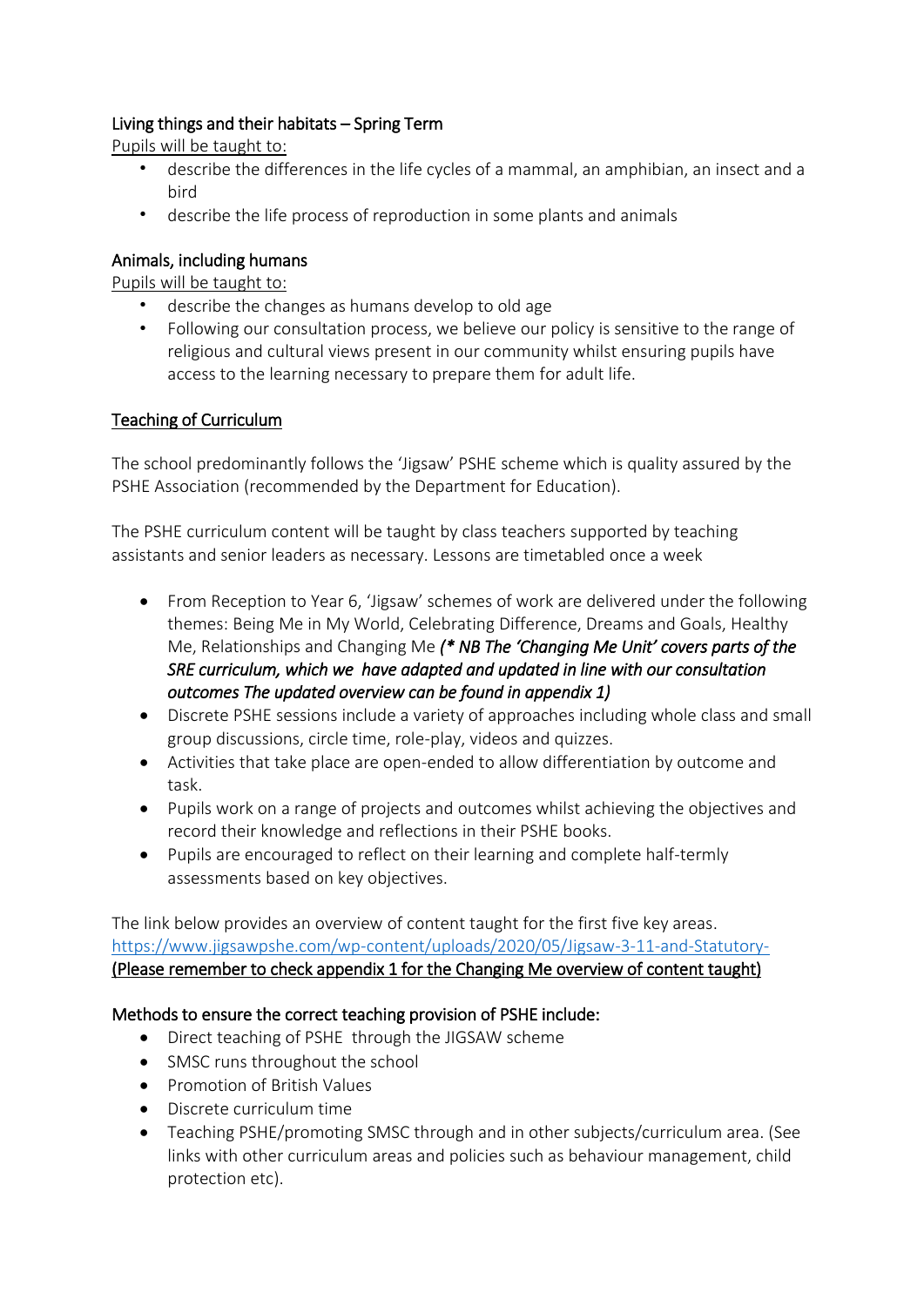Living things and their habitats – Spring Term

Pupils will be taught to:

- describe the differences in the life cycles of a mammal, an amphibian, an insect and a bird
- describe the life process of reproduction in some plants and animals

Animals, including humans

Pupils will be taught to:

- describe the changes as humans develop to old age
- Following our consultation process, we believe our policy is sensitive to the range of religious and cultural views present in our community whilst ensuring pupils have access to the learning necessary to prepare them for adult life.

Teaching of Curriculum

The school predominantly follows the 'Jigsaw' PSHE scheme which is quality assured by the PSHE Association (recommended by the Department for Education).

The PSHE curriculum content will be taught by class teachers supported by teaching assistants and senior leaders as necessary. Lessons are timetabled once a week

- From Reception to Year 6, 'Jigsaw' schemes of work are delivered under the following themes: Being Me in My World, Celebrating Difference, Dreams and Goals, Healthy Me, Relationships and Changing Me ***(\* NB The 'Changing Me Unit' covers parts of the SRE curriculum, which we have adapted and updated in line with our consultation outcomes The updated overview can be found in appendix 1)***
- Discrete PSHE sessions include a variety of approaches including whole class and small group discussions, circle time, role-play, videos and quizzes.
- Activities that take place are open-ended to allow differentiation by outcome and task.
- Pupils work on a range of projects and outcomes whilst achieving the objectives and record their knowledge and reflections in their PSHE books.
- Pupils are encouraged to reflect on their learning and complete half-termly assessments based on key objectives.

The link below provides an overview of content taught for the first five key areas.
https://www.jigsawpshe.com/wp-content/uploads/2020/05/Jigsaw-3-11-and-Statutory-
(Please remember to check appendix 1 for the Changing Me overview of content taught)

Methods to ensure the correct teaching provision of PSHE include:

- Direct teaching of PSHE through the JIGSAW scheme
- SMSC runs throughout the school
- Promotion of British Values
- Discrete curriculum time
- Teaching PSHE/promoting SMSC through and in other subjects/curriculum area. (See links with other curriculum areas and policies such as behaviour management, child protection etc).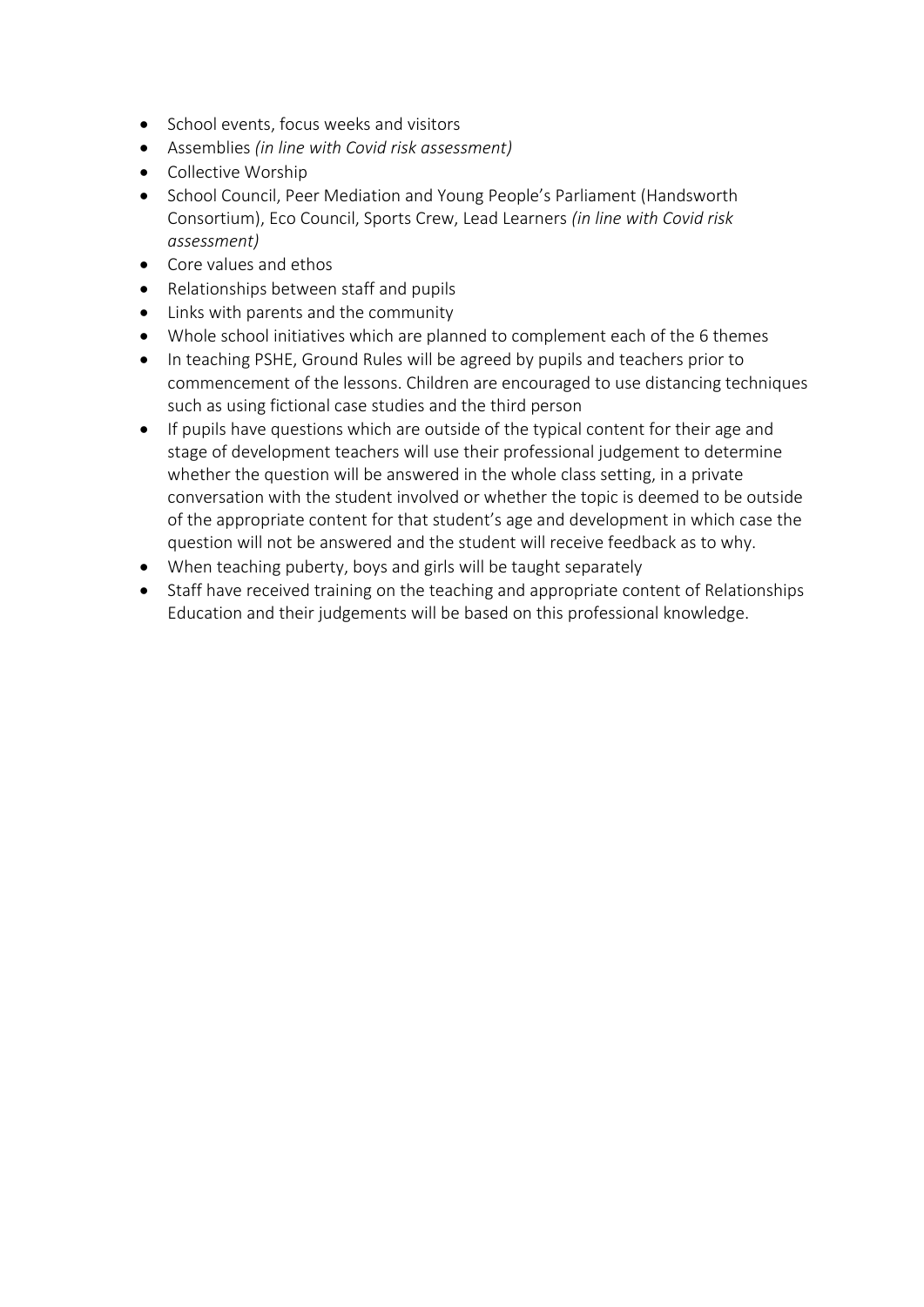- School events, focus weeks and visitors
- Assemblies *(in line with Covid risk assessment)*
- Collective Worship
- School Council, Peer Mediation and Young People's Parliament (Handsworth Consortium), Eco Council, Sports Crew, Lead Learners *(in line with Covid risk assessment)*
- Core values and ethos
- Relationships between staff and pupils
- Links with parents and the community
- Whole school initiatives which are planned to complement each of the 6 themes
- In teaching PSHE, Ground Rules will be agreed by pupils and teachers prior to commencement of the lessons. Children are encouraged to use distancing techniques such as using fictional case studies and the third person
- If pupils have questions which are outside of the typical content for their age and stage of development teachers will use their professional judgement to determine whether the question will be answered in the whole class setting, in a private conversation with the student involved or whether the topic is deemed to be outside of the appropriate content for that student's age and development in which case the question will not be answered and the student will receive feedback as to why.
- When teaching puberty, boys and girls will be taught separately
- Staff have received training on the teaching and appropriate content of Relationships Education and their judgements will be based on this professional knowledge.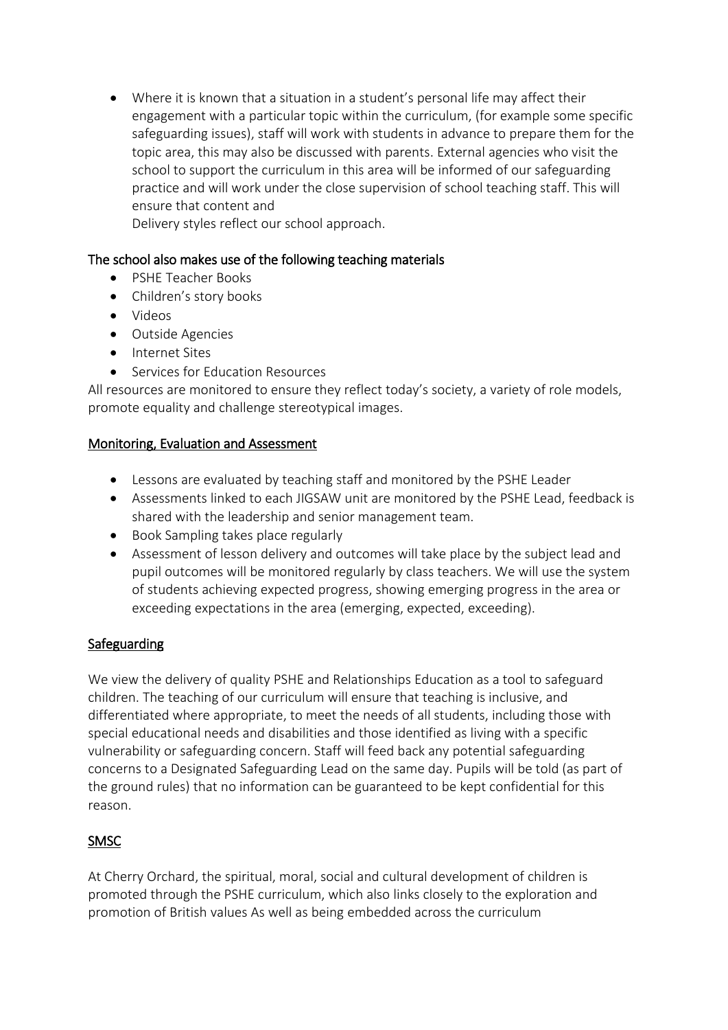- Where it is known that a situation in a student's personal life may affect their engagement with a particular topic within the curriculum, (for example some specific safeguarding issues), staff will work with students in advance to prepare them for the topic area, this may also be discussed with parents. External agencies who visit the school to support the curriculum in this area will be informed of our safeguarding practice and will work under the close supervision of school teaching staff. This will ensure that content and Delivery styles reflect our school approach.

The school also makes use of the following teaching materials

- PSHE Teacher Books
- Children's story books
- Videos
- Outside Agencies
- Internet Sites
- Services for Education Resources

All resources are monitored to ensure they reflect today's society, a variety of role models, promote equality and challenge stereotypical images.

## Monitoring, Evaluation and Assessment

- Lessons are evaluated by teaching staff and monitored by the PSHE Leader
- Assessments linked to each JIGSAW unit are monitored by the PSHE Lead, feedback is shared with the leadership and senior management team.
- Book Sampling takes place regularly
- Assessment of lesson delivery and outcomes will take place by the subject lead and pupil outcomes will be monitored regularly by class teachers. We will use the system of students achieving expected progress, showing emerging progress in the area or exceeding expectations in the area (emerging, expected, exceeding).

## Safeguarding

We view the delivery of quality PSHE and Relationships Education as a tool to safeguard children. The teaching of our curriculum will ensure that teaching is inclusive, and differentiated where appropriate, to meet the needs of all students, including those with special educational needs and disabilities and those identified as living with a specific vulnerability or safeguarding concern. Staff will feed back any potential safeguarding concerns to a Designated Safeguarding Lead on the same day. Pupils will be told (as part of the ground rules) that no information can be guaranteed to be kept confidential for this reason.

## SMSC

At Cherry Orchard, the spiritual, moral, social and cultural development of children is promoted through the PSHE curriculum, which also links closely to the exploration and promotion of British values As well as being embedded across the curriculum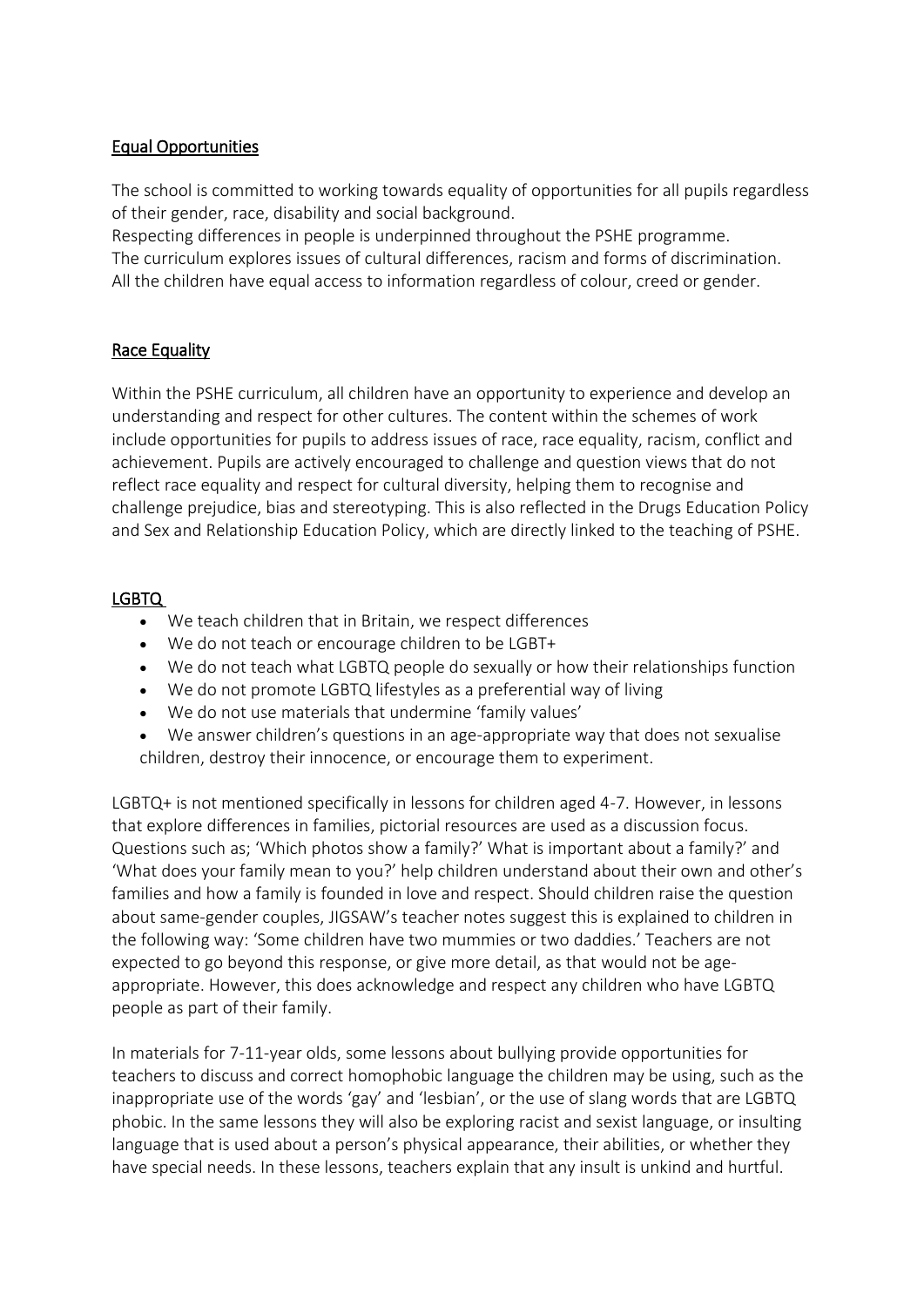## Equal Opportunities

The school is committed to working towards equality of opportunities for all pupils regardless of their gender, race, disability and social background.
Respecting differences in people is underpinned throughout the PSHE programme.
The curriculum explores issues of cultural differences, racism and forms of discrimination.
All the children have equal access to information regardless of colour, creed or gender.

## Race Equality

Within the PSHE curriculum, all children have an opportunity to experience and develop an understanding and respect for other cultures. The content within the schemes of work include opportunities for pupils to address issues of race, race equality, racism, conflict and achievement. Pupils are actively encouraged to challenge and question views that do not reflect race equality and respect for cultural diversity, helping them to recognise and challenge prejudice, bias and stereotyping. This is also reflected in the Drugs Education Policy and Sex and Relationship Education Policy, which are directly linked to the teaching of PSHE.

## LGBTQ

- We teach children that in Britain, we respect differences
- We do not teach or encourage children to be LGBT+
- We do not teach what LGBTQ people do sexually or how their relationships function
- We do not promote LGBTQ lifestyles as a preferential way of living
- We do not use materials that undermine 'family values'
- We answer children's questions in an age-appropriate way that does not sexualise children, destroy their innocence, or encourage them to experiment.

LGBTQ+ is not mentioned specifically in lessons for children aged 4-7. However, in lessons that explore differences in families, pictorial resources are used as a discussion focus. Questions such as; 'Which photos show a family?' What is important about a family?' and 'What does your family mean to you?' help children understand about their own and other's families and how a family is founded in love and respect. Should children raise the question about same-gender couples, JIGSAW's teacher notes suggest this is explained to children in the following way: 'Some children have two mummies or two daddies.' Teachers are not expected to go beyond this response, or give more detail, as that would not be age-appropriate. However, this does acknowledge and respect any children who have LGBTQ people as part of their family.

In materials for 7-11-year olds, some lessons about bullying provide opportunities for teachers to discuss and correct homophobic language the children may be using, such as the inappropriate use of the words 'gay' and 'lesbian', or the use of slang words that are LGBTQ phobic. In the same lessons they will also be exploring racist and sexist language, or insulting language that is used about a person's physical appearance, their abilities, or whether they have special needs. In these lessons, teachers explain that any insult is unkind and hurtful.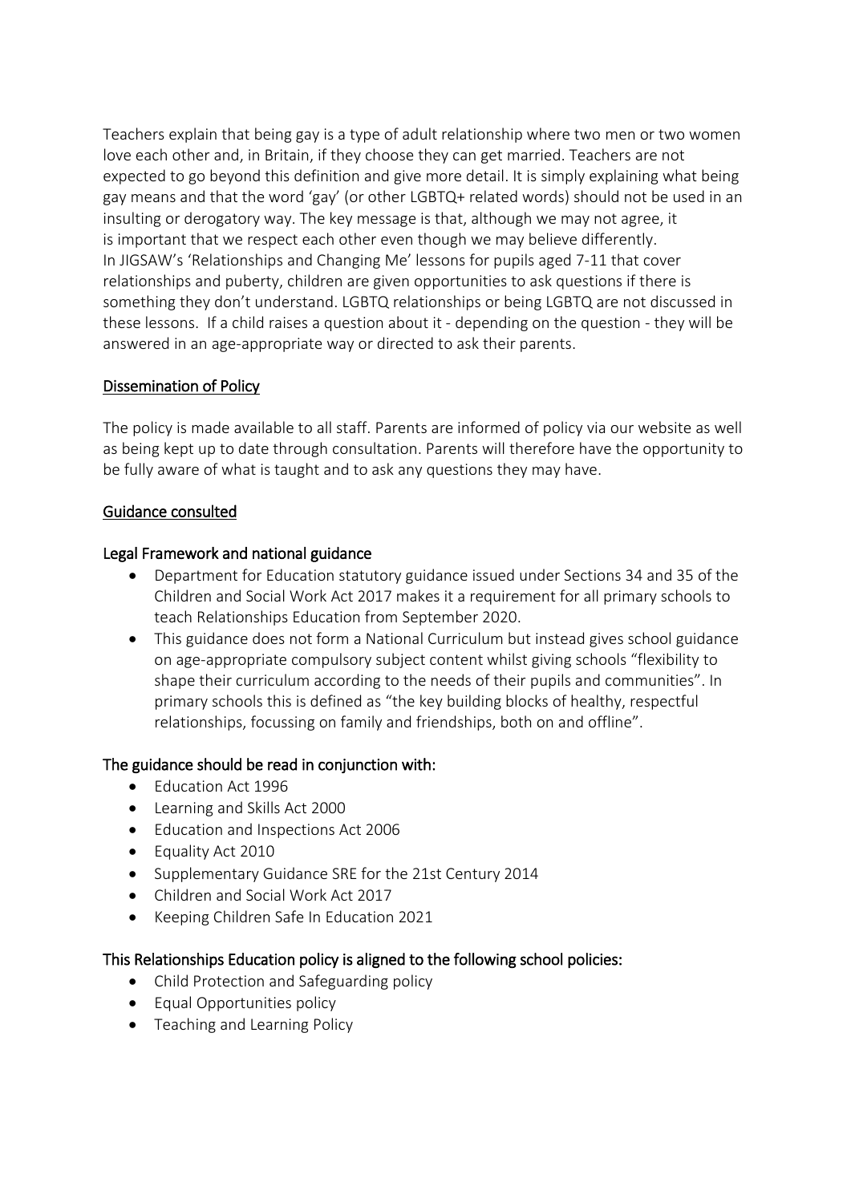Teachers explain that being gay is a type of adult relationship where two men or two women love each other and, in Britain, if they choose they can get married. Teachers are not expected to go beyond this definition and give more detail. It is simply explaining what being gay means and that the word 'gay' (or other LGBTQ+ related words) should not be used in an insulting or derogatory way. The key message is that, although we may not agree, it is important that we respect each other even though we may believe differently.
In JIGSAW's 'Relationships and Changing Me' lessons for pupils aged 7-11 that cover relationships and puberty, children are given opportunities to ask questions if there is something they don't understand. LGBTQ relationships or being LGBTQ are not discussed in these lessons. If a child raises a question about it - depending on the question - they will be answered in an age-appropriate way or directed to ask their parents.

## Dissemination of Policy

The policy is made available to all staff. Parents are informed of policy via our website as well as being kept up to date through consultation. Parents will therefore have the opportunity to be fully aware of what is taught and to ask any questions they may have.

## Guidance consulted

### Legal Framework and national guidance

- Department for Education statutory guidance issued under Sections 34 and 35 of the Children and Social Work Act 2017 makes it a requirement for all primary schools to teach Relationships Education from September 2020.
- This guidance does not form a National Curriculum but instead gives school guidance on age-appropriate compulsory subject content whilst giving schools "flexibility to shape their curriculum according to the needs of their pupils and communities". In primary schools this is defined as "the key building blocks of healthy, respectful relationships, focussing on family and friendships, both on and offline".

### The guidance should be read in conjunction with:

- Education Act 1996
- Learning and Skills Act 2000
- Education and Inspections Act 2006
- Equality Act 2010
- Supplementary Guidance SRE for the 21st Century 2014
- Children and Social Work Act 2017
- Keeping Children Safe In Education 2021

### This Relationships Education policy is aligned to the following school policies:

- Child Protection and Safeguarding policy
- Equal Opportunities policy
- Teaching and Learning Policy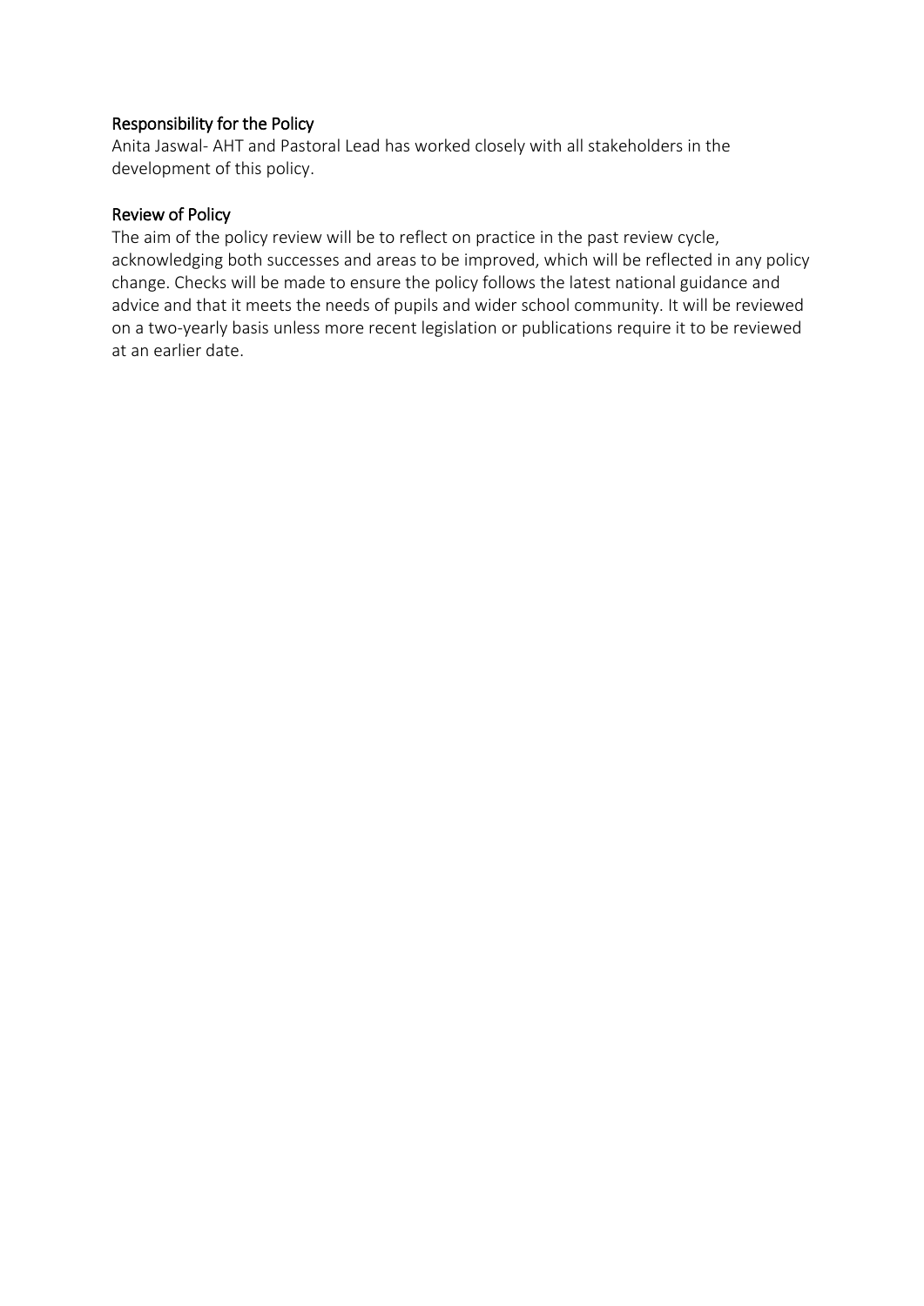### Responsibility for the Policy

Anita Jaswal- AHT and Pastoral Lead has worked closely with all stakeholders in the development of this policy.

### Review of Policy

The aim of the policy review will be to reflect on practice in the past review cycle, acknowledging both successes and areas to be improved, which will be reflected in any policy change. Checks will be made to ensure the policy follows the latest national guidance and advice and that it meets the needs of pupils and wider school community. It will be reviewed on a two-yearly basis unless more recent legislation or publications require it to be reviewed at an earlier date.